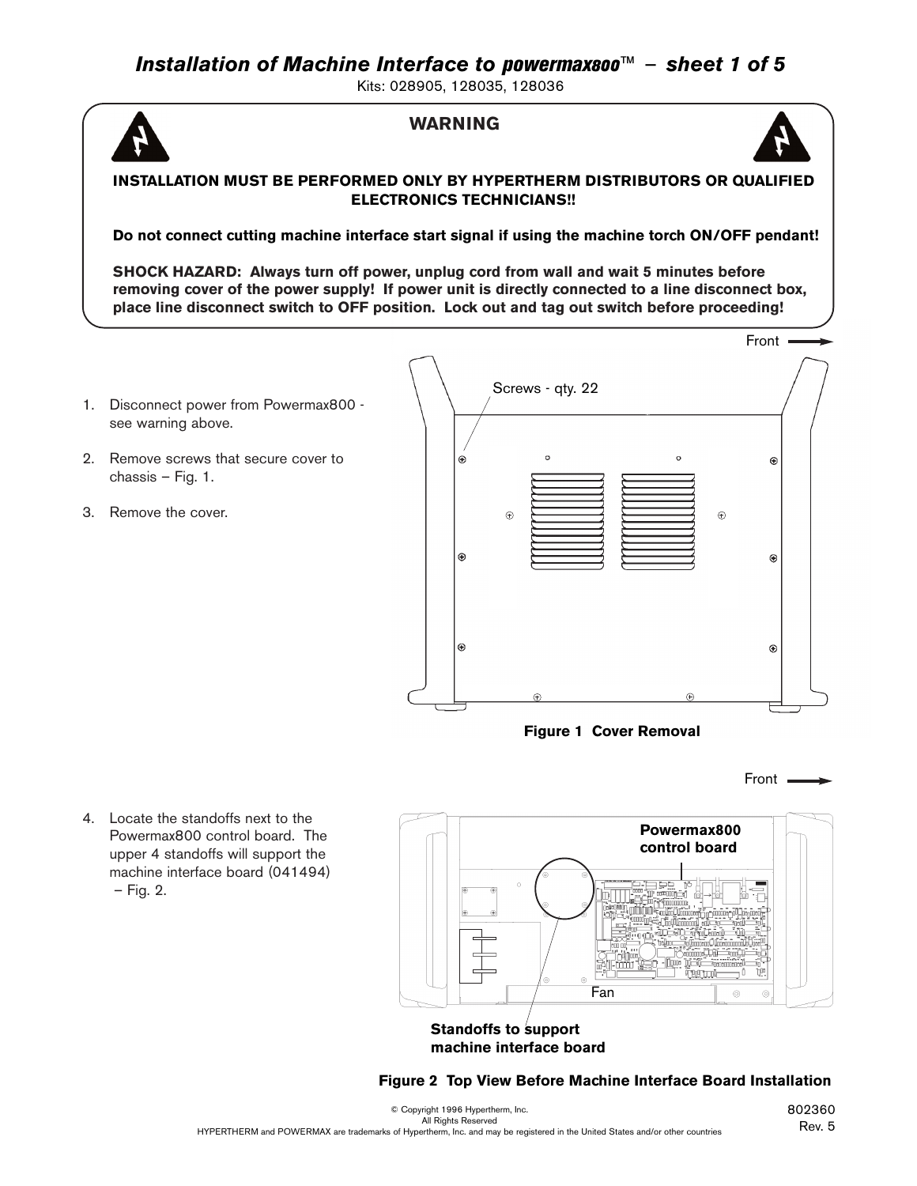# *Installation of Machine Interface to powermax800™ – sheet 1 of 5*

Kits: 028905, 128035, 128036

## WARNING

**INSTALLATION MUST BE PERFORMED ONLY BY HYPERTHERM DISTRIBUTORS OR QUALIFIED ELECTRONICS TECHNICIANS!!**

**Do not connect cutting machine interface start signal if using the machine torch ON/OFF pendant!**

**SHOCK HAZARD: Always turn off power, unplug cord from wall and wait 5 minutes before removing cover of the power supply! If power unit is directly connected to a line disconnect box, place line disconnect switch to OFF position. Lock out and tag out switch before proceeding!**

1. Disconnect power from Powermax800 - see warning above.
2. Remove screws that secure cover to chassis – Fig. 1.
3. Remove the cover.

Front

Screws - qty. 22

**Figure 1 Cover Removal**

4. Locate the standoffs next to the Powermax800 control board. The upper 4 standoffs will support the machine interface board (041494) – Fig. 2.

Front

**Powermax800 control board**

Fan

**Standoffs to support machine interface board**

**Figure 2 Top View Before Machine Interface Board Installation**

© Copyright 1996 Hypertherm, Inc.
All Rights Reserved
HYPERTHERM and POWERMAX are trademarks of Hypertherm, Inc. and may be registered in the United States and/or other countries

802360
Rev. 5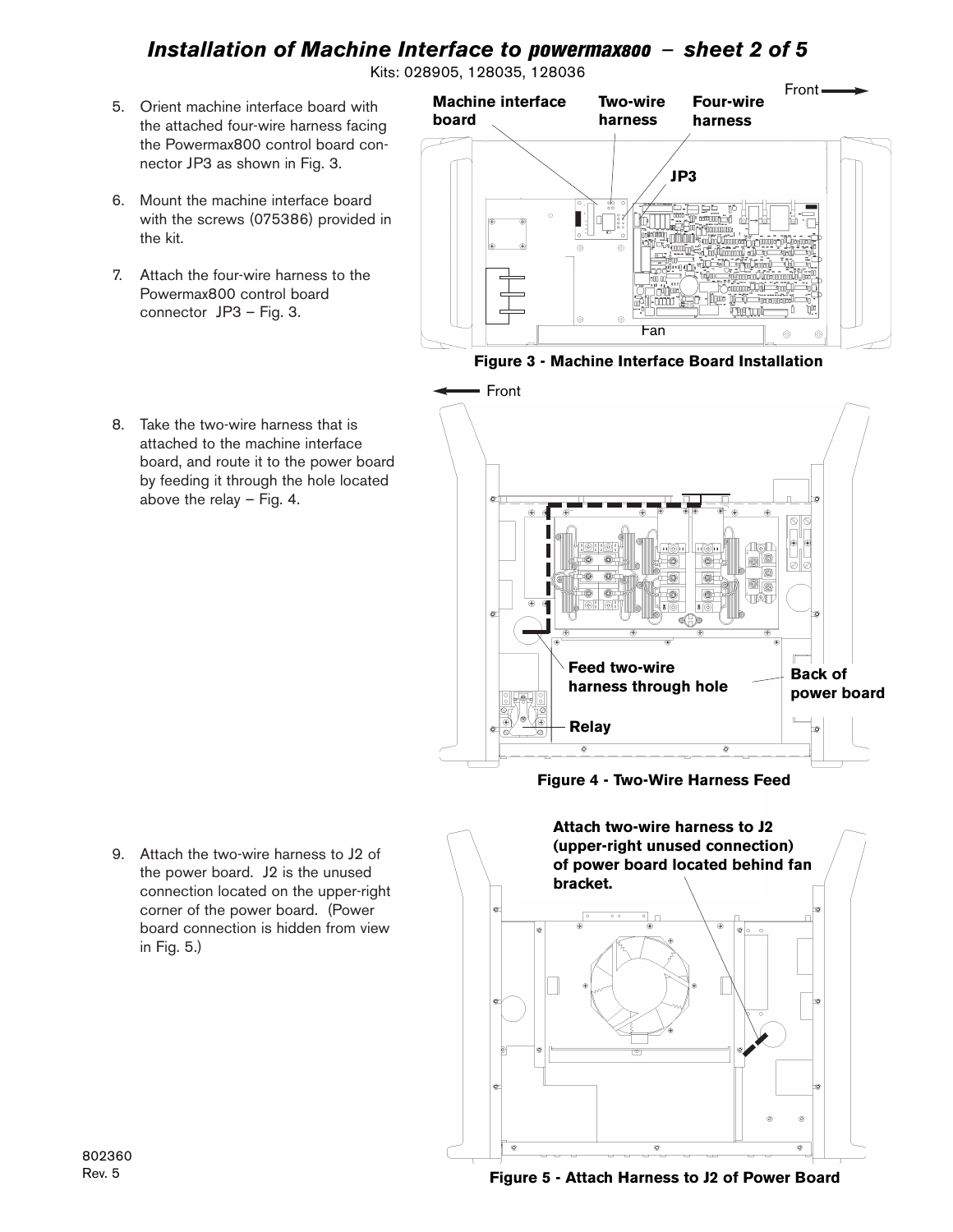# *Installation of Machine Interface to powermax800 – sheet 2 of 5*

Kits: 028905, 128035, 128036

5. Orient machine interface board with the attached four-wire harness facing the Powermax800 control board connector JP3 as shown in Fig. 3.

6. Mount the machine interface board with the screws (075386) provided in the kit.

7. Attach the four-wire harness to the Powermax800 control board connector JP3 – Fig. 3.

**Figure 3 - Machine Interface Board Installation**

8. Take the two-wire harness that is attached to the machine interface board, and route it to the power board by feeding it through the hole located above the relay – Fig. 4.

**Figure 4 - Two-Wire Harness Feed**

9. Attach the two-wire harness to J2 of the power board. J2 is the unused connection located on the upper-right corner of the power board. (Power board connection is hidden from view in Fig. 5.)

**Figure 5 - Attach Harness to J2 of Power Board**

802360
Rev. 5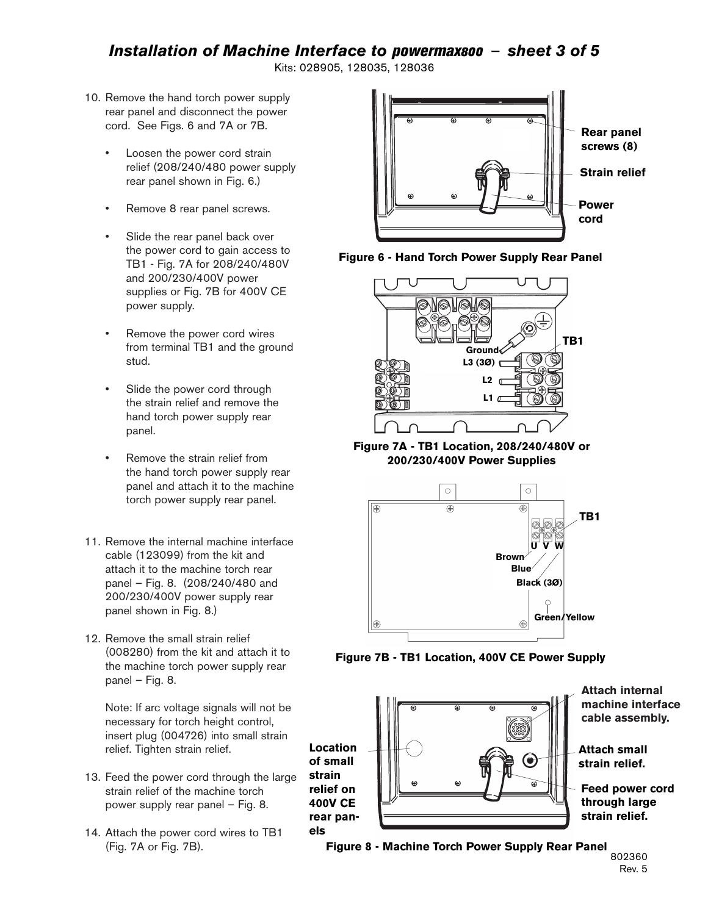## *Installation of Machine Interface to powermax800 – sheet 3 of 5*

Kits: 028905, 128035, 128036

10. Remove the hand torch power supply rear panel and disconnect the power cord. See Figs. 6 and 7A or 7B.

    - Loosen the power cord strain relief (208/240/480 power supply rear panel shown in Fig. 6.)
    - Remove 8 rear panel screws.
    - Slide the rear panel back over the power cord to gain access to TB1 - Fig. 7A for 208/240/480V and 200/230/400V power supplies or Fig. 7B for 400V CE power supply.
    - Remove the power cord wires from terminal TB1 and the ground stud.
    - Slide the power cord through the strain relief and remove the hand torch power supply rear panel.
    - Remove the strain relief from the hand torch power supply rear panel and attach it to the machine torch power supply rear panel.

11. Remove the internal machine interface cable (123099) from the kit and attach it to the machine torch rear panel – Fig. 8. (208/240/480 and 200/230/400V power supply rear panel shown in Fig. 8.)

12. Remove the small strain relief (008280) from the kit and attach it to the machine torch power supply rear panel – Fig. 8.

    Note: If arc voltage signals will not be necessary for torch height control, insert plug (004726) into small strain relief. Tighten strain relief.

13. Feed the power cord through the large strain relief of the machine torch power supply rear panel – Fig. 8.

14. Attach the power cord wires to TB1 (Fig. 7A or Fig. 7B).

Rear panel screws (8)

Strain relief

Power cord

**Figure 6 - Hand Torch Power Supply Rear Panel**

TB1

Ground

L3 (3Ø)

L2

L1

**Figure 7A - TB1 Location, 208/240/480V or 200/230/400V Power Supplies**

TB1

U V W

Brown

Blue

Black (3Ø)

Green/Yellow

**Figure 7B - TB1 Location, 400V CE Power Supply**

Attach internal machine interface cable assembly.

Attach small strain relief.

Feed power cord through large strain relief.

Location of small strain relief on 400V CE rear panels

**Figure 8 - Machine Torch Power Supply Rear Panel**

802360
Rev. 5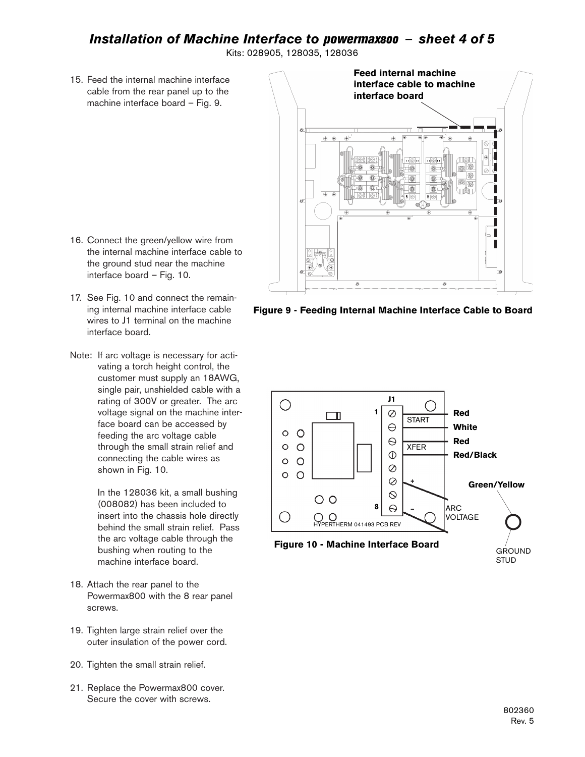# *Installation of Machine Interface to powermax800 – sheet 4 of 5*

Kits: 028905, 128035, 128036

15. Feed the internal machine interface cable from the rear panel up to the machine interface board – Fig. 9.

**Feed internal machine interface cable to machine interface board**

**Figure 9 - Feeding Internal Machine Interface Cable to Board**

16. Connect the green/yellow wire from the internal machine interface cable to the ground stud near the machine interface board – Fig. 10.

17. See Fig. 10 and connect the remaining internal machine interface cable wires to J1 terminal on the machine interface board.

Note: If arc voltage is necessary for activating a torch height control, the customer must supply an 18AWG, single pair, unshielded cable with a rating of 300V or greater. The arc voltage signal on the machine interface board can be accessed by feeding the arc voltage cable through the small strain relief and connecting the cable wires as shown in Fig. 10.

In the 128036 kit, a small bushing (008082) has been included to insert into the chassis hole directly behind the small strain relief. Pass the arc voltage cable through the bushing when routing to the machine interface board.

J1, 1, 8, START, XFER, +, –, ARC VOLTAGE, HYPERTHERM 041493 PCB REV

**Red**
**White**
**Red**
**Red/Black**
**Green/Yellow**

GROUND STUD

**Figure 10 - Machine Interface Board**

18. Attach the rear panel to the Powermax800 with the 8 rear panel screws.

19. Tighten large strain relief over the outer insulation of the power cord.

20. Tighten the small strain relief.

21. Replace the Powermax800 cover. Secure the cover with screws.

802360
Rev. 5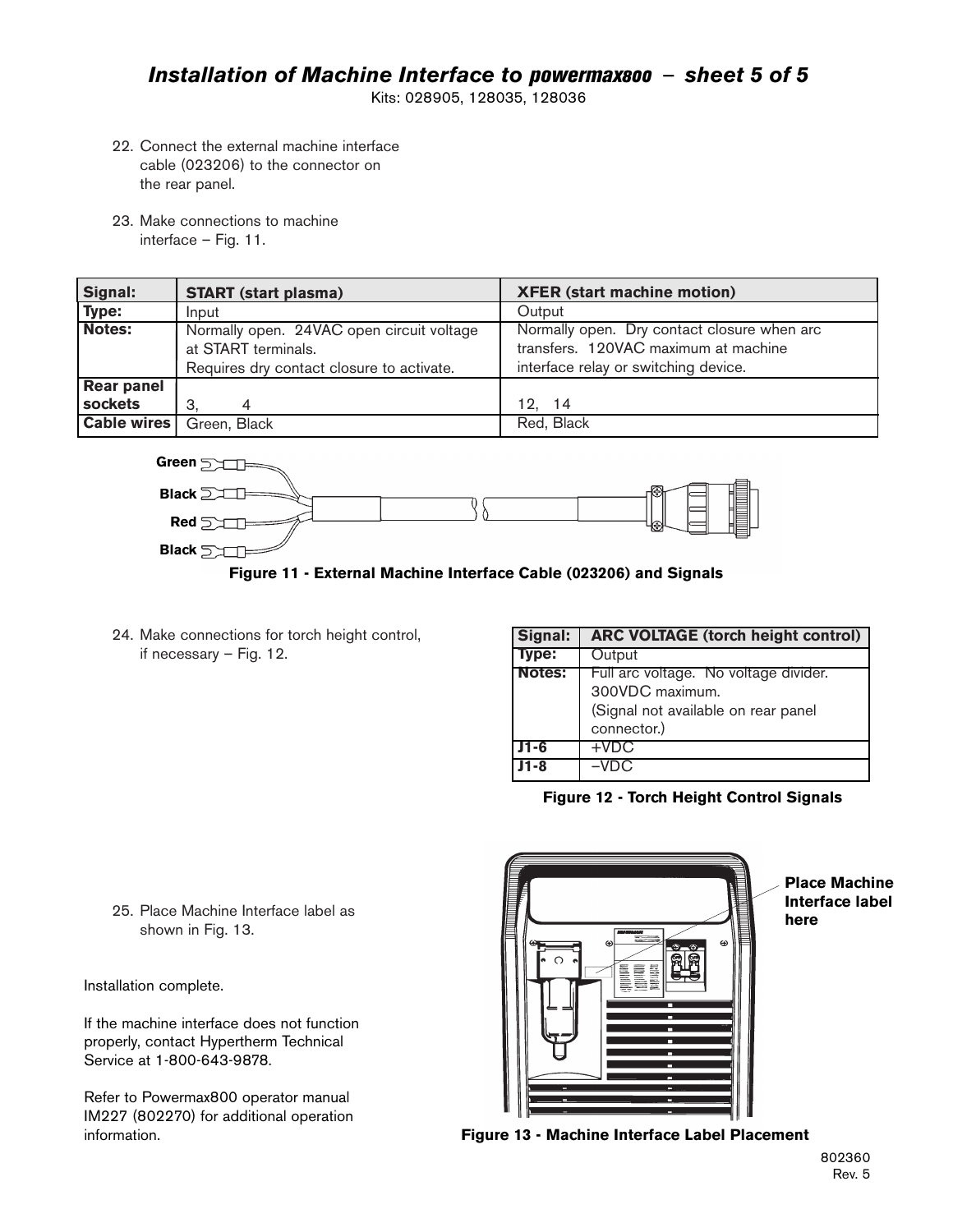# *Installation of Machine Interface to powermax800 – sheet 5 of 5*

Kits: 028905, 128035, 128036

22. Connect the external machine interface cable (023206) to the connector on the rear panel.

23. Make connections to machine interface – Fig. 11.

| **Signal:** | **START (start plasma)** | **XFER (start machine motion)** |
|---|---|---|
| **Type:** | Input | Output |
| **Notes:** | Normally open. 24VAC open circuit voltage at START terminals. Requires dry contact closure to activate. | Normally open. Dry contact closure when arc transfers. 120VAC maximum at machine interface relay or switching device. |
| **Rear panel sockets** | 3, 4 | 12, 14 |
| **Cable wires** | Green, Black | Red, Black |

Green
Black
Red
Black

**Figure 11 - External Machine Interface Cable (023206) and Signals**

24. Make connections for torch height control, if necessary – Fig. 12.

| **Signal:** | **ARC VOLTAGE (torch height control)** |
|---|---|
| **Type:** | Output |
| **Notes:** | Full arc voltage. No voltage divider. 300VDC maximum. (Signal not available on rear panel connector.) |
| **J1-6** | +VDC |
| **J1-8** | –VDC |

**Figure 12 - Torch Height Control Signals**

25. Place Machine Interface label as shown in Fig. 13.

Installation complete.

If the machine interface does not function properly, contact Hypertherm Technical Service at 1-800-643-9878.

Refer to Powermax800 operator manual IM227 (802270) for additional operation information.

**Place Machine Interface label here**

**Figure 13 - Machine Interface Label Placement**

802360
Rev. 5